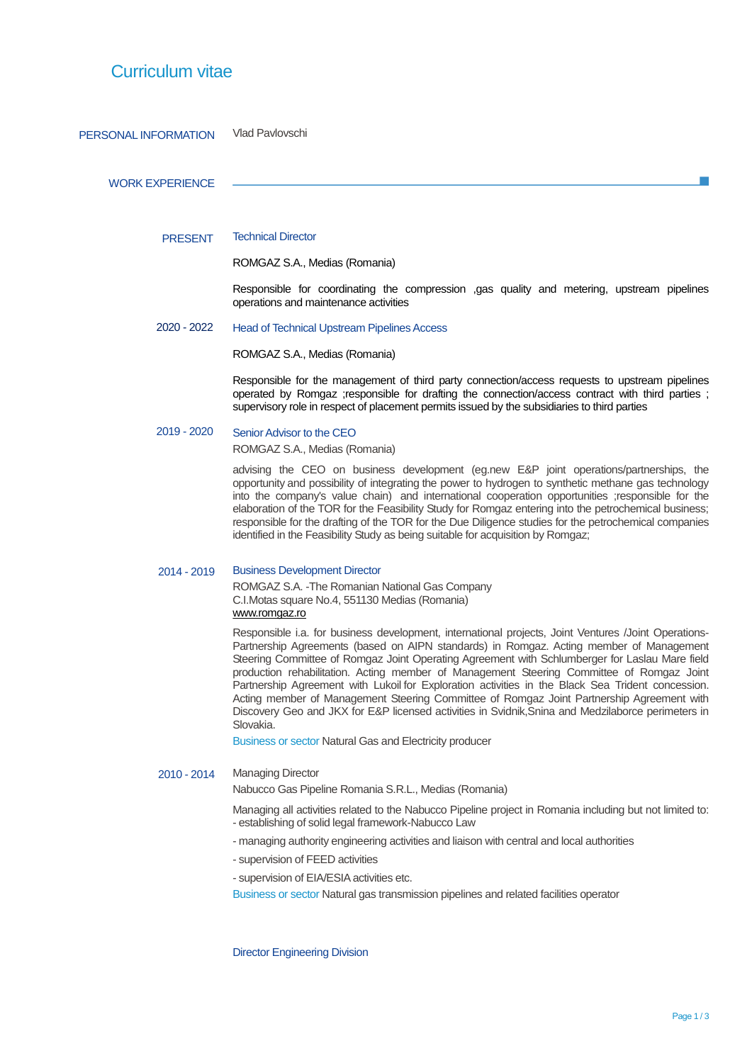# Curriculum vitae

## PERSONAL INFORMATION

Vlad Pavlovschi

## WORK EXPERIENCE

**PRESENT**

### Technical Director

ROMGAZ S.A., Medias (Romania)

Responsible for coordinating the compression ,gas quality and metering, upstream pipelines operations and maintenance activities

**2020 - 2022**

### Head of Technical Upstream Pipelines Access

ROMGAZ S.A., Medias (Romania)

Responsible for the management of third party connection/access requests to upstream pipelines operated by Romgaz ;responsible for drafting the connection/access contract with third parties ; supervisory role in respect of placement permits issued by the subsidiaries to third parties

**2019 - 2020**

### Senior Advisor to the CEO

ROMGAZ S.A., Medias (Romania)

advising the CEO on business development (eg.new E&P joint operations/partnerships, the opportunity and possibility of integrating the power to hydrogen to synthetic methane gas technology into the company's value chain) and international cooperation opportunities ;responsible for the elaboration of the TOR for the Feasibility Study for Romgaz entering into the petrochemical business; responsible for the drafting of the TOR for the Due Diligence studies for the petrochemical companies identified in the Feasibility Study as being suitable for acquisition by Romgaz;

**2014 - 2019**

### Business Development Director

ROMGAZ S.A. -The Romanian National Gas Company
C.I.Motas square No.4, 551130 Medias (Romania)
www.romgaz.ro

Responsible i.a. for business development, international projects, Joint Ventures /Joint Operations-Partnership Agreements (based on AIPN standards) in Romgaz. Acting member of Management Steering Committee of Romgaz Joint Operating Agreement with Schlumberger for Laslau Mare field production rehabilitation. Acting member of Management Steering Committee of Romgaz Joint Partnership Agreement with Lukoil for Exploration activities in the Black Sea Trident concession. Acting member of Management Steering Committee of Romgaz Joint Partnership Agreement with Discovery Geo and JKX for E&P licensed activities in Svidnik,Snina and Medzilaborce perimeters in Slovakia.

Business or sector Natural Gas and Electricity producer

**2010 - 2014**

### Managing Director

Nabucco Gas Pipeline Romania S.R.L., Medias (Romania)

Managing all activities related to the Nabucco Pipeline project in Romania including but not limited to:
- establishing of solid legal framework-Nabucco Law
- managing authority engineering activities and liaison with central and local authorities
- supervision of FEED activities
- supervision of EIA/ESIA activities etc.

Business or sector Natural gas transmission pipelines and related facilities operator

### Director Engineering Division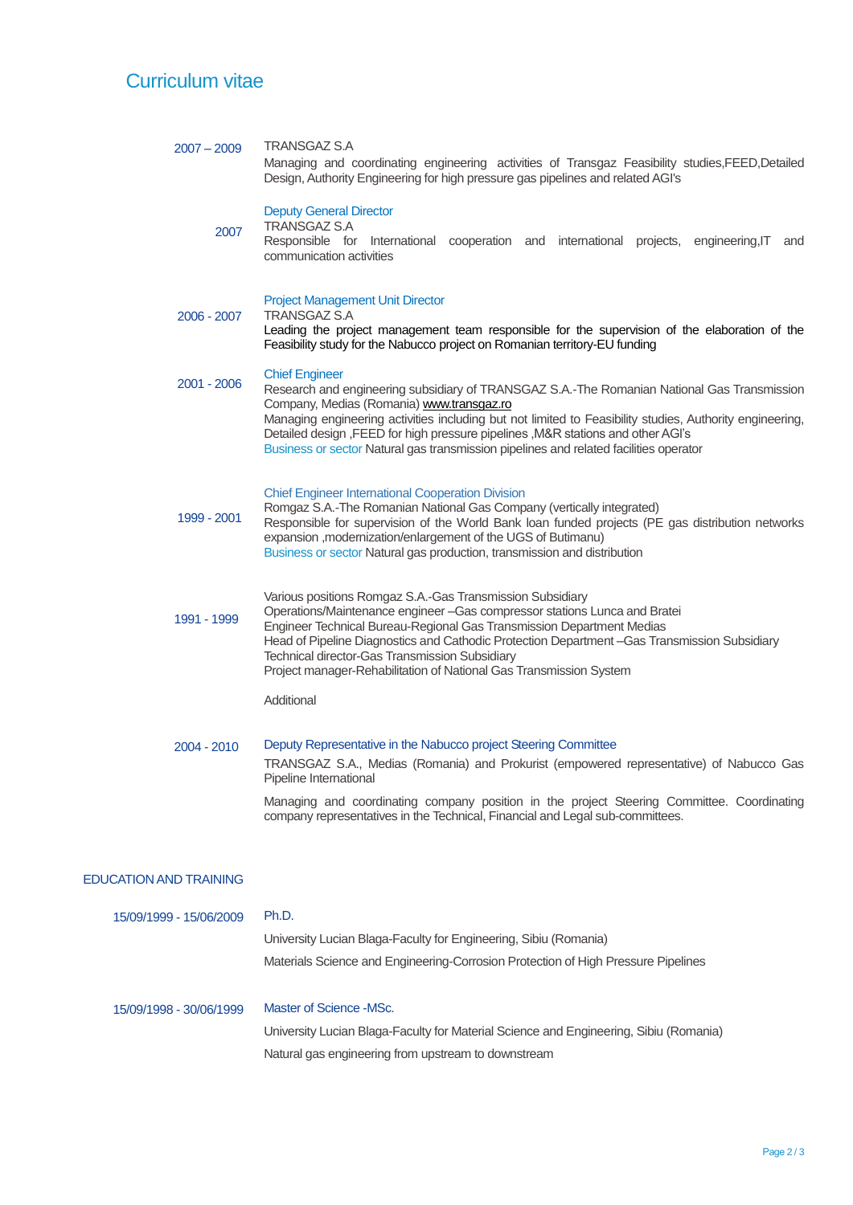# Curriculum vitae

**2007 – 2009**

TRANSGAZ S.A

Managing and coordinating engineering activities of Transgaz Feasibility studies,FEED,Detailed Design, Authority Engineering for high pressure gas pipelines and related AGI's

**2007**

Deputy General Director

TRANSGAZ S.A

Responsible for International cooperation and international projects, engineering,IT and communication activities

**2006 - 2007**

Project Management Unit Director

TRANSGAZ S.A

Leading the project management team responsible for the supervision of the elaboration of the Feasibility study for the Nabucco project on Romanian territory-EU funding

**2001 - 2006**

Chief Engineer

Research and engineering subsidiary of TRANSGAZ S.A.-The Romanian National Gas Transmission Company, Medias (Romania) www.transgaz.ro

Managing engineering activities including but not limited to Feasibility studies, Authority engineering, Detailed design ,FEED for high pressure gas pipelines ,M&R stations and other AGI's

Business or sector Natural gas transmission pipelines and related facilities operator

**1999 - 2001**

Chief Engineer International Cooperation Division

Romgaz S.A.-The Romanian National Gas Company (vertically integrated)

Responsible for supervision of the World Bank loan funded projects (PE gas distribution networks expansion ,modernization/enlargement of the UGS of Butimanu)

Business or sector Natural gas production, transmission and distribution

**1991 - 1999**

Various positions Romgaz S.A.-Gas Transmission Subsidiary

Operations/Maintenance engineer –Gas compressor stations Lunca and Bratei

Engineer Technical Bureau-Regional Gas Transmission Department Medias

Head of Pipeline Diagnostics and Cathodic Protection Department –Gas Transmission Subsidiary

Technical director-Gas Transmission Subsidiary

Project manager-Rehabilitation of National Gas Transmission System

Additional

**2004 - 2010**

Deputy Representative in the Nabucco project Steering Committee

TRANSGAZ S.A., Medias (Romania) and Prokurist (empowered representative) of Nabucco Gas Pipeline International

Managing and coordinating company position in the project Steering Committee. Coordinating company representatives in the Technical, Financial and Legal sub-committees.

## EDUCATION AND TRAINING

**15/09/1999 - 15/06/2009**

Ph.D.

University Lucian Blaga-Faculty for Engineering, Sibiu (Romania)

Materials Science and Engineering-Corrosion Protection of High Pressure Pipelines

**15/09/1998 - 30/06/1999**

Master of Science -MSc.

University Lucian Blaga-Faculty for Material Science and Engineering, Sibiu (Romania)

Natural gas engineering from upstream to downstream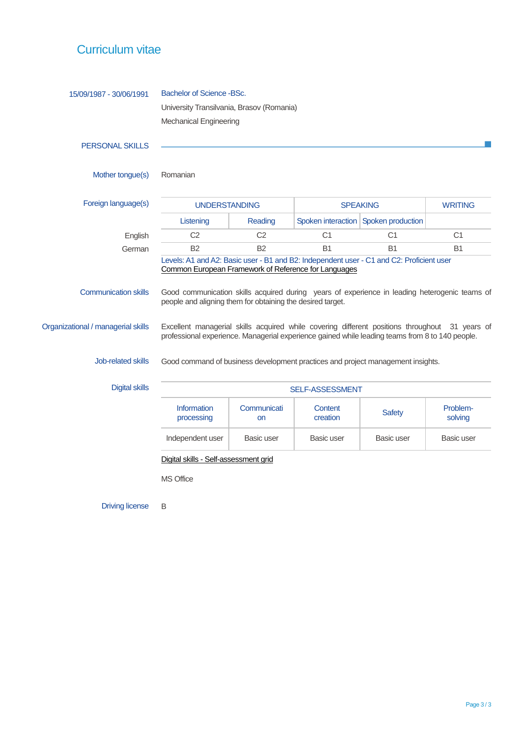# Curriculum vitae

15/09/1987 - 30/06/1991

Bachelor of Science -BSc.

University Transilvania, Brasov (Romania)

Mechanical Engineering

## PERSONAL SKILLS

Mother tongue(s): Romanian

Foreign language(s)

| | UNDERSTANDING | | SPEAKING | | WRITING |
|---|---|---|---|---|---|
| | Listening | Reading | Spoken interaction | Spoken production | |
| English | C2 | C2 | C1 | C1 | C1 |
| German | B2 | B2 | B1 | B1 | B1 |

Levels: A1 and A2: Basic user - B1 and B2: Independent user - C1 and C2: Proficient user
Common European Framework of Reference for Languages

**Communication skills**

Good communication skills acquired during years of experience in leading heterogenic teams of people and aligning them for obtaining the desired target.

**Organizational / managerial skills**

Excellent managerial skills acquired while covering different positions throughout 31 years of professional experience. Managerial experience gained while leading teams from 8 to 140 people.

**Job-related skills**

Good command of business development practices and project management insights.

**Digital skills**

| SELF-ASSESSMENT | | | | |
|---|---|---|---|---|
| Information processing | Communication | Content creation | Safety | Problem-solving |
| Independent user | Basic user | Basic user | Basic user | Basic user |

Digital skills - Self-assessment grid

MS Office

**Driving license**

B